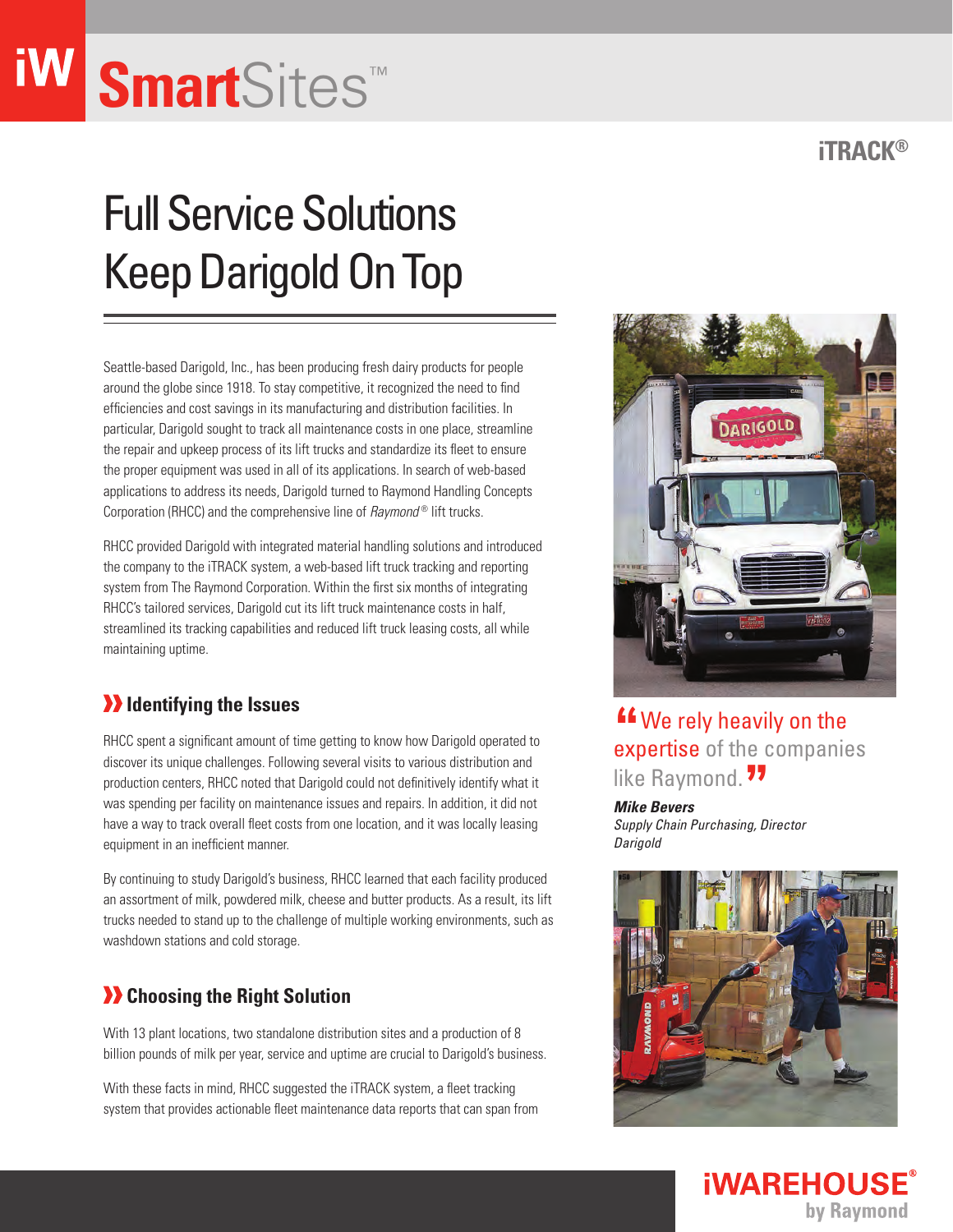# SmartSites™

iTRACK®

# Full Service Solutions Keep Darigold On Top

Seattle-based Darigold, Inc., has been producing fresh dairy products for people around the globe since 1918. To stay competitive, it recognized the need to find efficiencies and cost savings in its manufacturing and distribution facilities. In particular, Darigold sought to track all maintenance costs in one place, streamline the repair and upkeep process of its lift trucks and standardize its fleet to ensure the proper equipment was used in all of its applications. In search of web-based applications to address its needs, Darigold turned to Raymond Handling Concepts Corporation (RHCC) and the comprehensive line of *Raymond®* lift trucks.

RHCC provided Darigold with integrated material handling solutions and introduced the company to the iTRACK system, a web-based lift truck tracking and reporting system from The Raymond Corporation. Within the first six months of integrating RHCC's tailored services, Darigold cut its lift truck maintenance costs in half, streamlined its tracking capabilities and reduced lift truck leasing costs, all while maintaining uptime.

## Identifying the Issues

RHCC spent a significant amount of time getting to know how Darigold operated to discover its unique challenges. Following several visits to various distribution and production centers, RHCC noted that Darigold could not definitively identify what it was spending per facility on maintenance issues and repairs. In addition, it did not have a way to track overall fleet costs from one location, and it was locally leasing equipment in an inefficient manner.

By continuing to study Darigold's business, RHCC learned that each facility produced an assortment of milk, powdered milk, cheese and butter products. As a result, its lift trucks needed to stand up to the challenge of multiple working environments, such as washdown stations and cold storage.

## Choosing the Right Solution

With 13 plant locations, two standalone distribution sites and a production of 8 billion pounds of milk per year, service and uptime are crucial to Darigold's business.

With these facts in mind, RHCC suggested the iTRACK system, a fleet tracking system that provides actionable fleet maintenance data reports that can span from

> "We rely heavily on the expertise of the companies like Raymond."
>
> ***Mike Bevers***
> *Supply Chain Purchasing, Director*
> *Darigold*

iWAREHOUSE® by Raymond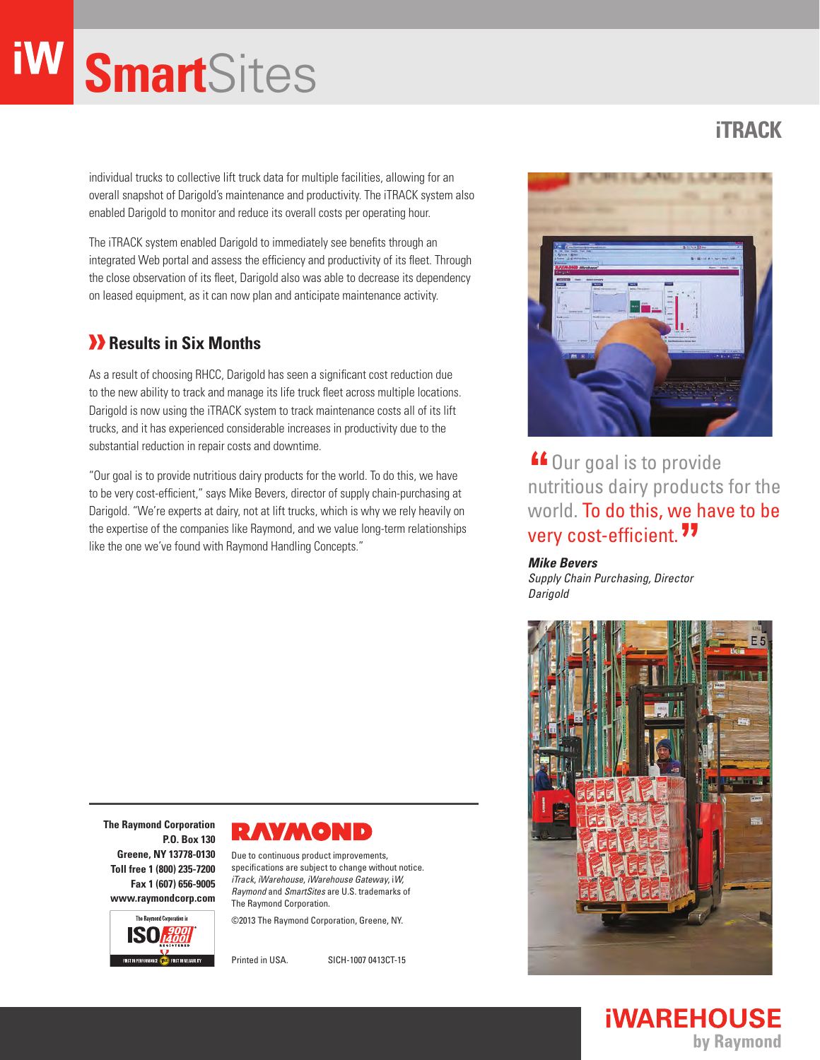individual trucks to collective lift truck data for multiple facilities, allowing for an overall snapshot of Darigold's maintenance and productivity. The iTRACK system also enabled Darigold to monitor and reduce its overall costs per operating hour.

The iTRACK system enabled Darigold to immediately see benefits through an integrated Web portal and assess the efficiency and productivity of its fleet. Through the close observation of its fleet, Darigold also was able to decrease its dependency on leased equipment, as it can now plan and anticipate maintenance activity.

## Results in Six Months

As a result of choosing RHCC, Darigold has seen a significant cost reduction due to the new ability to track and manage its life truck fleet across multiple locations. Darigold is now using the iTRACK system to track maintenance costs all of its lift trucks, and it has experienced considerable increases in productivity due to the substantial reduction in repair costs and downtime.

"Our goal is to provide nutritious dairy products for the world. To do this, we have to be very cost-efficient," says Mike Bevers, director of supply chain-purchasing at Darigold. "We're experts at dairy, not at lift trucks, which is why we rely heavily on the expertise of the companies like Raymond, and we value long-term relationships like the one we've found with Raymond Handling Concepts."

> "Our goal is to provide nutritious dairy products for the world. To do this, we have to be very cost-efficient."
>
> ***Mike Bevers***
> *Supply Chain Purchasing, Director*
> *Darigold*

**The Raymond Corporation**
**P.O. Box 130**
**Greene, NY 13778-0130**
**Toll free 1 (800) 235-7200**
**Fax 1 (607) 656-9005**
**www.raymondcorp.com**

The Raymond Corporation is ISO 9001 14001 Registered

RAYMOND

Due to continuous product improvements, specifications are subject to change without notice. *iTrack*, *iWarehouse*, *iWarehouse Gateway*, *iW*, *Raymond* and *SmartSites* are U.S. trademarks of The Raymond Corporation.

©2013 The Raymond Corporation, Greene, NY.

Printed in USA. SICH-1007 0413CT-15